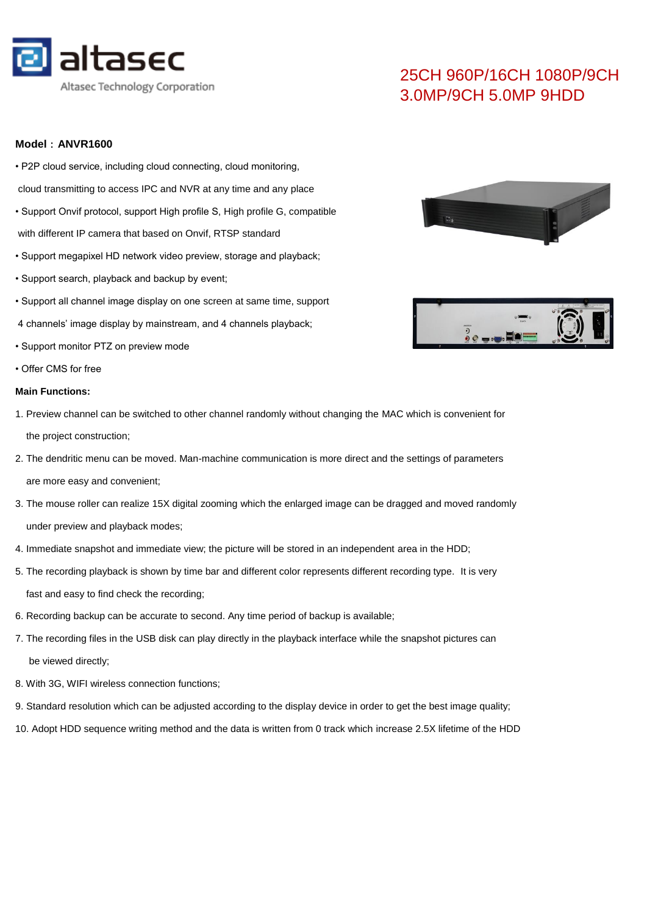altasec

Altasec Technology Corporation

# 25CH 960P/16CH 1080P/9CH 3.0MP/9CH 5.0MP 9HDD

**Model：ANVR1600**

- P2P cloud service, including cloud connecting, cloud monitoring, cloud transmitting to access IPC and NVR at any time and any place
- Support Onvif protocol, support High profile S, High profile G, compatible with different IP camera that based on Onvif, RTSP standard
- Support megapixel HD network video preview, storage and playback;
- Support search, playback and backup by event;
- Support all channel image display on one screen at same time, support 4 channels' image display by mainstream, and 4 channels playback;
- Support monitor PTZ on preview mode
- Offer CMS for free

**Main Functions:**

1. Preview channel can be switched to other channel randomly without changing the MAC which is convenient for the project construction;
2. The dendritic menu can be moved. Man-machine communication is more direct and the settings of parameters are more easy and convenient;
3. The mouse roller can realize 15X digital zooming which the enlarged image can be dragged and moved randomly under preview and playback modes;
4. Immediate snapshot and immediate view; the picture will be stored in an independent area in the HDD;
5. The recording playback is shown by time bar and different color represents different recording type. It is very fast and easy to find check the recording;
6. Recording backup can be accurate to second. Any time period of backup is available;
7. The recording files in the USB disk can play directly in the playback interface while the snapshot pictures can be viewed directly;
8. With 3G, WIFI wireless connection functions;
9. Standard resolution which can be adjusted according to the display device in order to get the best image quality;
10. Adopt HDD sequence writing method and the data is written from 0 track which increase 2.5X lifetime of the HDD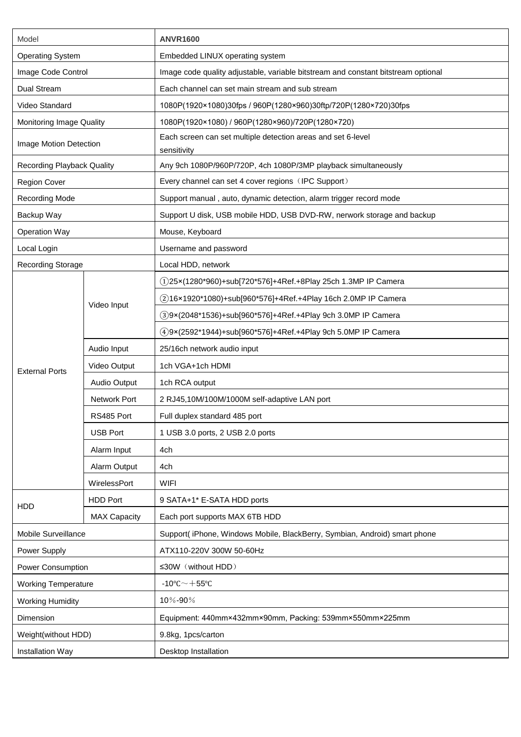| | | |
|---|---|---|
| Model | | **ANVR1600** |
| Operating System | | Embedded LINUX operating system |
| Image Code Control | | Image code quality adjustable, variable bitstream and constant bitstream optional |
| Dual Stream | | Each channel can set main stream and sub stream |
| Video Standard | | 1080P(1920×1080)30fps / 960P(1280×960)30ftp/720P(1280×720)30fps |
| Monitoring Image Quality | | 1080P(1920×1080) / 960P(1280×960)/720P(1280×720) |
| Image Motion Detection | | Each screen can set multiple detection areas and set 6-level sensitivity |
| Recording Playback Quality | | Any 9ch 1080P/960P/720P, 4ch 1080P/3MP playback simultaneously |
| Region Cover | | Every channel can set 4 cover regions（IPC Support） |
| Recording Mode | | Support manual , auto, dynamic detection, alarm trigger record mode |
| Backup Way | | Support U disk, USB mobile HDD, USB DVD-RW, nerwork storage and backup |
| Operation Way | | Mouse, Keyboard |
| Local Login | | Username and password |
| Recording Storage | | Local HDD, network |
| External Ports | Video Input | ①25×(1280*960)+sub[720*576]+4Ref.+8Play 25ch 1.3MP IP Camera |
| | | ②16×1920*1080)+sub[960*576]+4Ref.+4Play 16ch 2.0MP IP Camera |
| | | ③9×(2048*1536)+sub[960*576]+4Ref.+4Play 9ch 3.0MP IP Camera |
| | | ④9×(2592*1944)+sub[960*576]+4Ref.+4Play 9ch 5.0MP IP Camera |
| | Audio Input | 25/16ch network audio input |
| | Video Output | 1ch VGA+1ch HDMI |
| | Audio Output | 1ch RCA output |
| | Network Port | 2 RJ45,10M/100M/1000M self-adaptive LAN port |
| | RS485 Port | Full duplex standard 485 port |
| | USB Port | 1 USB 3.0 ports, 2 USB 2.0 ports |
| | Alarm Input | 4ch |
| | Alarm Output | 4ch |
| | WirelessPort | WIFI |
| HDD | HDD Port | 9 SATA+1* E-SATA HDD ports |
| | MAX Capacity | Each port supports MAX 6TB HDD |
| Mobile Surveillance | | Support( iPhone, Windows Mobile, BlackBerry, Symbian, Android) smart phone |
| Power Supply | | ATX110-220V 300W 50-60Hz |
| Power Consumption | | ≤30W（without HDD） |
| Working Temperature | | -10℃～＋55℃ |
| Working Humidity | | 10％-90％ |
| Dimension | | Equipment: 440mm×432mm×90mm, Packing: 539mm×550mm×225mm |
| Weight(without HDD) | | 9.8kg, 1pcs/carton |
| Installation Way | | Desktop Installation |